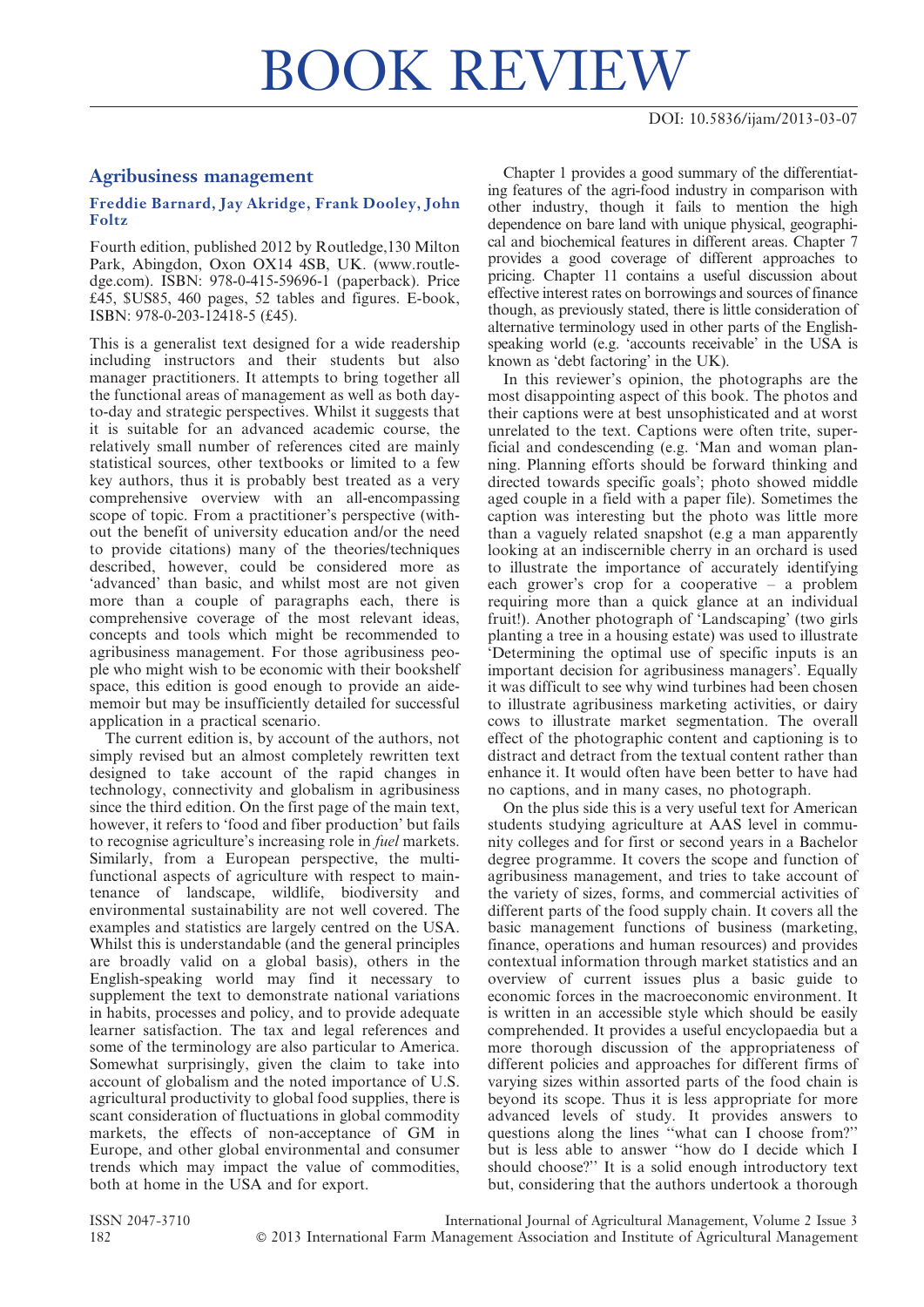# BOOK REVIEW

DOI: 10.5836/ijam/2013-03-07

## Agribusiness management

### Freddie Barnard, Jay Akridge, Frank Dooley, John Foltz

Fourth edition, published 2012 by Routledge,130 Milton Park, Abingdon, Oxon OX14 4SB, UK. (www.routledge.com). ISBN: 978-0-415-59696-1 (paperback). Price £45, $US85, 460 pages, 52 tables and figures. E-book, ISBN: 978-0-203-12418-5 (£45).

This is a generalist text designed for a wide readership including instructors and their students but also manager practitioners. It attempts to bring together all the functional areas of management as well as both day-to-day and strategic perspectives. Whilst it suggests that it is suitable for an advanced academic course, the relatively small number of references cited are mainly statistical sources, other textbooks or limited to a few key authors, thus it is probably best treated as a very comprehensive overview with an all-encompassing scope of topic. From a practitioner's perspective (without the benefit of university education and/or the need to provide citations) many of the theories/techniques described, however, could be considered more as 'advanced' than basic, and whilst most are not given more than a couple of paragraphs each, there is comprehensive coverage of the most relevant ideas, concepts and tools which might be recommended to agribusiness management. For those agribusiness people who might wish to be economic with their bookshelf space, this edition is good enough to provide an aide-memoir but may be insufficiently detailed for successful application in a practical scenario.

The current edition is, by account of the authors, not simply revised but an almost completely rewritten text designed to take account of the rapid changes in technology, connectivity and globalism in agribusiness since the third edition. On the first page of the main text, however, it refers to 'food and fiber production' but fails to recognise agriculture's increasing role in *fuel* markets. Similarly, from a European perspective, the multi-functional aspects of agriculture with respect to maintenance of landscape, wildlife, biodiversity and environmental sustainability are not well covered. The examples and statistics are largely centred on the USA. Whilst this is understandable (and the general principles are broadly valid on a global basis), others in the English-speaking world may find it necessary to supplement the text to demonstrate national variations in habits, processes and policy, and to provide adequate learner satisfaction. The tax and legal references and some of the terminology are also particular to America. Somewhat surprisingly, given the claim to take into account of globalism and the noted importance of U.S. agricultural productivity to global food supplies, there is scant consideration of fluctuations in global commodity markets, the effects of non-acceptance of GM in Europe, and other global environmental and consumer trends which may impact the value of commodities, both at home in the USA and for export.

Chapter 1 provides a good summary of the differentiating features of the agri-food industry in comparison with other industry, though it fails to mention the high dependence on bare land with unique physical, geographical and biochemical features in different areas. Chapter 7 provides a good coverage of different approaches to pricing. Chapter 11 contains a useful discussion about effective interest rates on borrowings and sources of finance though, as previously stated, there is little consideration of alternative terminology used in other parts of the English-speaking world (e.g. 'accounts receivable' in the USA is known as 'debt factoring' in the UK).

In this reviewer's opinion, the photographs are the most disappointing aspect of this book. The photos and their captions were at best unsophisticated and at worst unrelated to the text. Captions were often trite, superficial and condescending (e.g. 'Man and woman planning. Planning efforts should be forward thinking and directed towards specific goals'; photo showed middle aged couple in a field with a paper file). Sometimes the caption was interesting but the photo was little more than a vaguely related snapshot (e.g a man apparently looking at an indiscernible cherry in an orchard is used to illustrate the importance of accurately identifying each grower's crop for a cooperative – a problem requiring more than a quick glance at an individual fruit!). Another photograph of 'Landscaping' (two girls planting a tree in a housing estate) was used to illustrate 'Determining the optimal use of specific inputs is an important decision for agribusiness managers'. Equally it was difficult to see why wind turbines had been chosen to illustrate agribusiness marketing activities, or dairy cows to illustrate market segmentation. The overall effect of the photographic content and captioning is to distract and detract from the textual content rather than enhance it. It would often have been better to have had no captions, and in many cases, no photograph.

On the plus side this is a very useful text for American students studying agriculture at AAS level in community colleges and for first or second years in a Bachelor degree programme. It covers the scope and function of agribusiness management, and tries to take account of the variety of sizes, forms, and commercial activities of different parts of the food supply chain. It covers all the basic management functions of business (marketing, finance, operations and human resources) and provides contextual information through market statistics and an overview of current issues plus a basic guide to economic forces in the macroeconomic environment. It is written in an accessible style which should be easily comprehended. It provides a useful encyclopaedia but a more thorough discussion of the appropriateness of different policies and approaches for different firms of varying sizes within assorted parts of the food chain is beyond its scope. Thus it is less appropriate for more advanced levels of study. It provides answers to questions along the lines "what can I choose from?" but is less able to answer "how do I decide which I should choose?" It is a solid enough introductory text but, considering that the authors undertook a thorough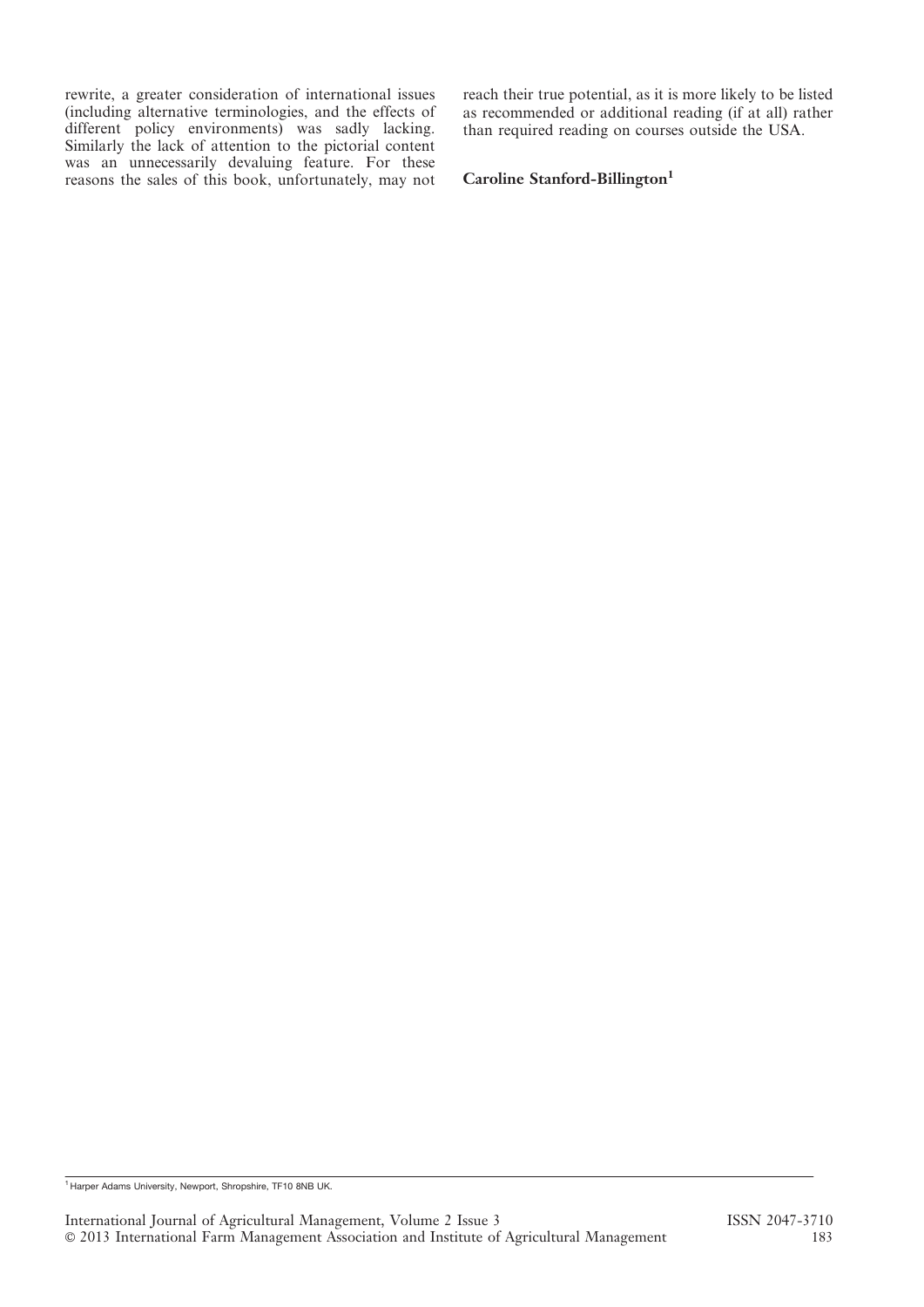rewrite, a greater consideration of international issues (including alternative terminologies, and the effects of different policy environments) was sadly lacking. Similarly the lack of attention to the pictorial content was an unnecessarily devaluing feature. For these reasons the sales of this book, unfortunately, may not reach their true potential, as it is more likely to be listed as recommended or additional reading (if at all) rather than required reading on courses outside the USA.

**Caroline Stanford-Billington**[1]

[1] Harper Adams University, Newport, Shropshire, TF10 8NB UK.